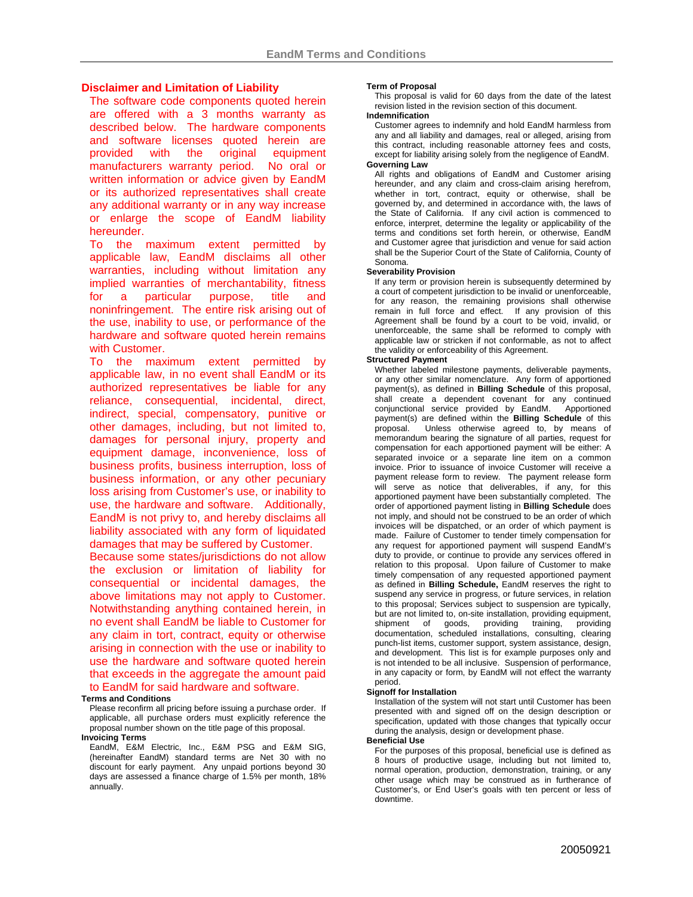## Disclaimer and Limitation of Liability

The software code components quoted herein are offered with a 3 months warranty as described below. The hardware components and software licenses quoted herein are provided with the original equipment manufacturers warranty period. No oral or written information or advice given by EandM or its authorized representatives shall create any additional warranty or in any way increase or enlarge the scope of EandM liability hereunder.

To the maximum extent permitted by applicable law, EandM disclaims all other warranties, including without limitation any implied warranties of merchantability, fitness for a particular purpose, title and noninfringement. The entire risk arising out of the use, inability to use, or performance of the hardware and software quoted herein remains with Customer.

To the maximum extent permitted by applicable law, in no event shall EandM or its authorized representatives be liable for any reliance, consequential, incidental, direct, indirect, special, compensatory, punitive or other damages, including, but not limited to, damages for personal injury, property and equipment damage, inconvenience, loss of business profits, business interruption, loss of business information, or any other pecuniary loss arising from Customer's use, or inability to use, the hardware and software. Additionally, EandM is not privy to, and hereby disclaims all liability associated with any form of liquidated damages that may be suffered by Customer.

Because some states/jurisdictions do not allow the exclusion or limitation of liability for consequential or incidental damages, the above limitations may not apply to Customer. Notwithstanding anything contained herein, in no event shall EandM be liable to Customer for any claim in tort, contract, equity or otherwise arising in connection with the use or inability to use the hardware and software quoted herein that exceeds in the aggregate the amount paid to EandM for said hardware and software.

**Terms and Conditions**

Please reconfirm all pricing before issuing a purchase order. If applicable, all purchase orders must explicitly reference the proposal number shown on the title page of this proposal.

**Invoicing Terms**

EandM, E&M Electric, Inc., E&M PSG and E&M SIG, (hereinafter EandM) standard terms are Net 30 with no discount for early payment. Any unpaid portions beyond 30 days are assessed a finance charge of 1.5% per month, 18% annually.

**Term of Proposal**

This proposal is valid for 60 days from the date of the latest revision listed in the revision section of this document.

**Indemnification**

Customer agrees to indemnify and hold EandM harmless from any and all liability and damages, real or alleged, arising from this contract, including reasonable attorney fees and costs, except for liability arising solely from the negligence of EandM.

**Governing Law**

All rights and obligations of EandM and Customer arising hereunder, and any claim and cross-claim arising herefrom, whether in tort, contract, equity or otherwise, shall be governed by, and determined in accordance with, the laws of the State of California. If any civil action is commenced to enforce, interpret, determine the legality or applicability of the terms and conditions set forth herein, or otherwise, EandM and Customer agree that jurisdiction and venue for said action shall be the Superior Court of the State of California, County of Sonoma.

**Severability Provision**

If any term or provision herein is subsequently determined by a court of competent jurisdiction to be invalid or unenforceable, for any reason, the remaining provisions shall otherwise remain in full force and effect. If any provision of this Agreement shall be found by a court to be void, invalid, or unenforceable, the same shall be reformed to comply with applicable law or stricken if not conformable, as not to affect the validity or enforceability of this Agreement.

**Structured Payment**

Whether labeled milestone payments, deliverable payments, or any other similar nomenclature. Any form of apportioned payment(s), as defined in **Billing Schedule** of this proposal, shall create a dependent covenant for any continued conjunctional service provided by EandM. Apportioned payment(s) are defined within the **Billing Schedule** of this proposal. Unless otherwise agreed to, by means of memorandum bearing the signature of all parties, request for compensation for each apportioned payment will be either: A separated invoice or a separate line item on a common invoice. Prior to issuance of invoice Customer will receive a payment release form to review. The payment release form will serve as notice that deliverables, if any, for this apportioned payment have been substantially completed. The order of apportioned payment listing in **Billing Schedule** does not imply, and should not be construed to be an order of which invoices will be dispatched, or an order of which payment is made. Failure of Customer to tender timely compensation for any request for apportioned payment will suspend EandM's duty to provide, or continue to provide any services offered in relation to this proposal. Upon failure of Customer to make timely compensation of any requested apportioned payment as defined in **Billing Schedule,** EandM reserves the right to suspend any service in progress, or future services, in relation to this proposal; Services subject to suspension are typically, but are not limited to, on-site installation, providing equipment, shipment of goods, providing training, providing documentation, scheduled installations, consulting, clearing punch-list items, customer support, system assistance, design, and development. This list is for example purposes only and is not intended to be all inclusive. Suspension of performance, in any capacity or form, by EandM will not effect the warranty period.

**Signoff for Installation**

Installation of the system will not start until Customer has been presented with and signed off on the design description or specification, updated with those changes that typically occur during the analysis, design or development phase.

**Beneficial Use**

For the purposes of this proposal, beneficial use is defined as 8 hours of productive usage, including but not limited to, normal operation, production, demonstration, training, or any other usage which may be construed as in furtherance of Customer's, or End User's goals with ten percent or less of downtime.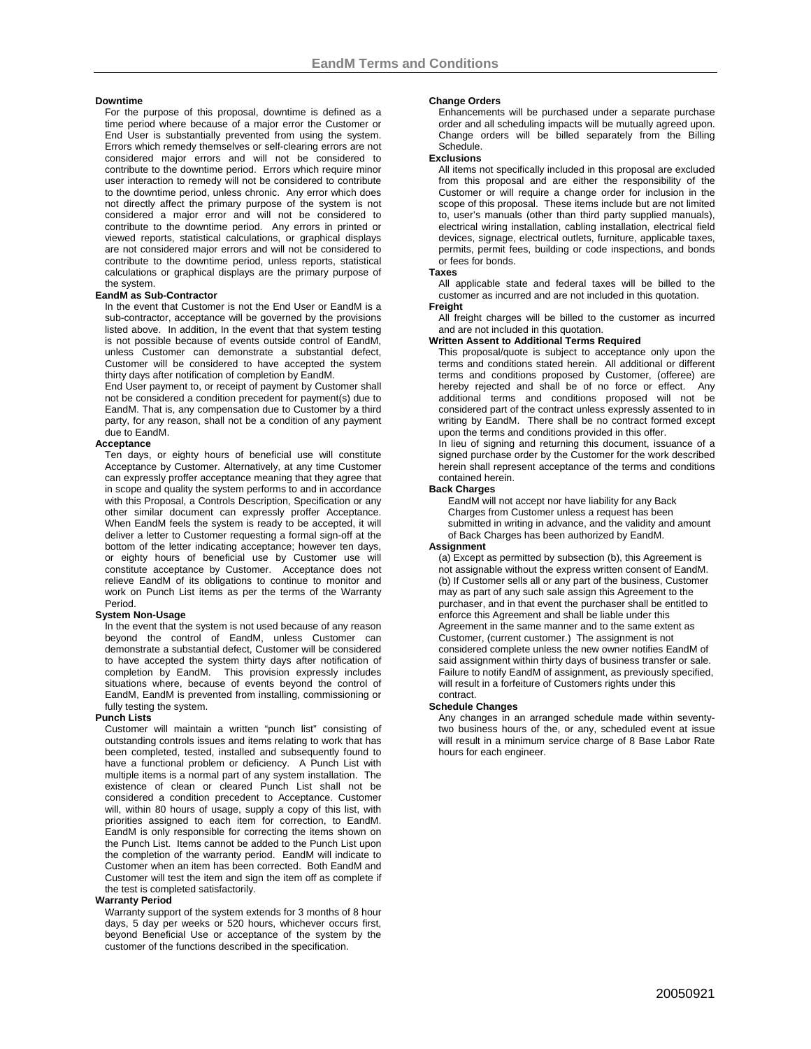# EandM Terms and Conditions

**Downtime**

For the purpose of this proposal, downtime is defined as a time period where because of a major error the Customer or End User is substantially prevented from using the system. Errors which remedy themselves or self-clearing errors are not considered major errors and will not be considered to contribute to the downtime period. Errors which require minor user interaction to remedy will not be considered to contribute to the downtime period, unless chronic. Any error which does not directly affect the primary purpose of the system is not considered a major error and will not be considered to contribute to the downtime period. Any errors in printed or viewed reports, statistical calculations, or graphical displays are not considered major errors and will not be considered to contribute to the downtime period, unless reports, statistical calculations or graphical displays are the primary purpose of the system.

**EandM as Sub-Contractor**

In the event that Customer is not the End User or EandM is a sub-contractor, acceptance will be governed by the provisions listed above. In addition, In the event that that system testing is not possible because of events outside control of EandM, unless Customer can demonstrate a substantial defect, Customer will be considered to have accepted the system thirty days after notification of completion by EandM.

End User payment to, or receipt of payment by Customer shall not be considered a condition precedent for payment(s) due to EandM. That is, any compensation due to Customer by a third party, for any reason, shall not be a condition of any payment due to EandM.

**Acceptance**

Ten days, or eighty hours of beneficial use will constitute Acceptance by Customer. Alternatively, at any time Customer can expressly proffer acceptance meaning that they agree that in scope and quality the system performs to and in accordance with this Proposal, a Controls Description, Specification or any other similar document can expressly proffer Acceptance. When EandM feels the system is ready to be accepted, it will deliver a letter to Customer requesting a formal sign-off at the bottom of the letter indicating acceptance; however ten days, or eighty hours of beneficial use by Customer use will constitute acceptance by Customer. Acceptance does not relieve EandM of its obligations to continue to monitor and work on Punch List items as per the terms of the Warranty Period.

**System Non-Usage**

In the event that the system is not used because of any reason beyond the control of EandM, unless Customer can demonstrate a substantial defect, Customer will be considered to have accepted the system thirty days after notification of completion by EandM. This provision expressly includes situations where, because of events beyond the control of EandM, EandM is prevented from installing, commissioning or fully testing the system.

**Punch Lists**

Customer will maintain a written "punch list" consisting of outstanding controls issues and items relating to work that has been completed, tested, installed and subsequently found to have a functional problem or deficiency. A Punch List with multiple items is a normal part of any system installation. The existence of clean or cleared Punch List shall not be considered a condition precedent to Acceptance. Customer will, within 80 hours of usage, supply a copy of this list, with priorities assigned to each item for correction, to EandM. EandM is only responsible for correcting the items shown on the Punch List. Items cannot be added to the Punch List upon the completion of the warranty period. EandM will indicate to Customer when an item has been corrected. Both EandM and Customer will test the item and sign the item off as complete if the test is completed satisfactorily.

**Warranty Period**

Warranty support of the system extends for 3 months of 8 hour days, 5 day per weeks or 520 hours, whichever occurs first, beyond Beneficial Use or acceptance of the system by the customer of the functions described in the specification.

**Change Orders**

Enhancements will be purchased under a separate purchase order and all scheduling impacts will be mutually agreed upon. Change orders will be billed separately from the Billing Schedule.

**Exclusions**

All items not specifically included in this proposal are excluded from this proposal and are either the responsibility of the Customer or will require a change order for inclusion in the scope of this proposal. These items include but are not limited to, user's manuals (other than third party supplied manuals), electrical wiring installation, cabling installation, electrical field devices, signage, electrical outlets, furniture, applicable taxes, permits, permit fees, building or code inspections, and bonds or fees for bonds.

**Taxes**

All applicable state and federal taxes will be billed to the customer as incurred and are not included in this quotation.

**Freight**

All freight charges will be billed to the customer as incurred and are not included in this quotation.

**Written Assent to Additional Terms Required**

This proposal/quote is subject to acceptance only upon the terms and conditions stated herein. All additional or different terms and conditions proposed by Customer, (offeree) are hereby rejected and shall be of no force or effect. Any additional terms and conditions proposed will not be considered part of the contract unless expressly assented to in writing by EandM. There shall be no contract formed except upon the terms and conditions provided in this offer.

In lieu of signing and returning this document, issuance of a signed purchase order by the Customer for the work described herein shall represent acceptance of the terms and conditions contained herein.

**Back Charges**

EandM will not accept nor have liability for any Back Charges from Customer unless a request has been submitted in writing in advance, and the validity and amount of Back Charges has been authorized by EandM.

**Assignment**

(a) Except as permitted by subsection (b), this Agreement is not assignable without the express written consent of EandM.
(b) If Customer sells all or any part of the business, Customer may as part of any such sale assign this Agreement to the purchaser, and in that event the purchaser shall be entitled to enforce this Agreement and shall be liable under this Agreement in the same manner and to the same extent as Customer, (current customer.) The assignment is not considered complete unless the new owner notifies EandM of said assignment within thirty days of business transfer or sale. Failure to notify EandM of assignment, as previously specified, will result in a forfeiture of Customers rights under this contract.

**Schedule Changes**

Any changes in an arranged schedule made within seventy-two business hours of the, or any, scheduled event at issue will result in a minimum service charge of 8 Base Labor Rate hours for each engineer.

20050921